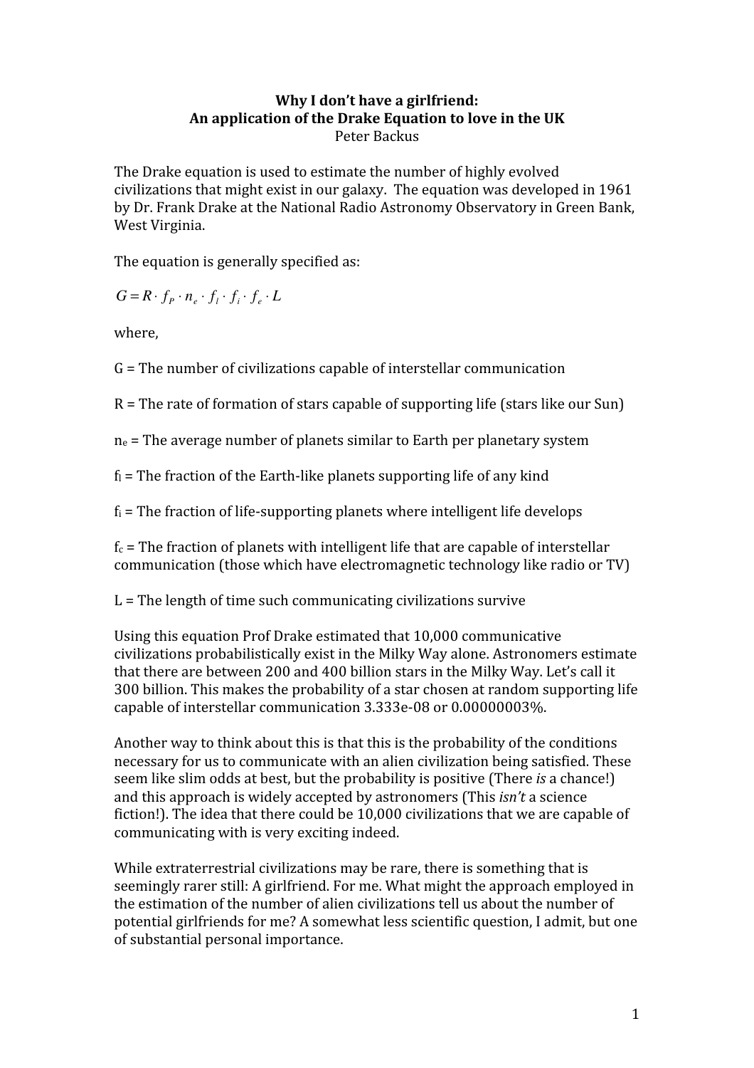**Why I don't have a girlfriend:**
**An application of the Drake Equation to love in the UK**
Peter Backus

The Drake equation is used to estimate the number of highly evolved civilizations that might exist in our galaxy. The equation was developed in 1961 by Dr. Frank Drake at the National Radio Astronomy Observatory in Green Bank, West Virginia.

The equation is generally specified as:

$$G = R \cdot f_P \cdot n_e \cdot f_l \cdot f_i \cdot f_e \cdot L$$

where,

G = The number of civilizations capable of interstellar communication

R = The rate of formation of stars capable of supporting life (stars like our Sun)

$n_e$ = The average number of planets similar to Earth per planetary system

$f_l$ = The fraction of the Earth-like planets supporting life of any kind

$f_i$ = The fraction of life-supporting planets where intelligent life develops

$f_c$ = The fraction of planets with intelligent life that are capable of interstellar communication (those which have electromagnetic technology like radio or TV)

L = The length of time such communicating civilizations survive

Using this equation Prof Drake estimated that 10,000 communicative civilizations probabilistically exist in the Milky Way alone. Astronomers estimate that there are between 200 and 400 billion stars in the Milky Way. Let's call it 300 billion. This makes the probability of a star chosen at random supporting life capable of interstellar communication 3.333e-08 or 0.00000003%.

Another way to think about this is that this is the probability of the conditions necessary for us to communicate with an alien civilization being satisfied. These seem like slim odds at best, but the probability is positive (There *is* a chance!) and this approach is widely accepted by astronomers (This *isn't* a science fiction!). The idea that there could be 10,000 civilizations that we are capable of communicating with is very exciting indeed.

While extraterrestrial civilizations may be rare, there is something that is seemingly rarer still: A girlfriend. For me. What might the approach employed in the estimation of the number of alien civilizations tell us about the number of potential girlfriends for me? A somewhat less scientific question, I admit, but one of substantial personal importance.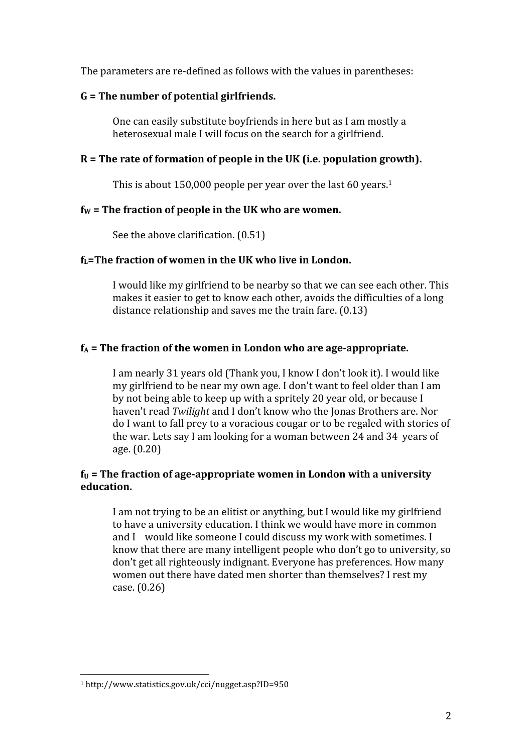The parameters are re-defined as follows with the values in parentheses:

**G = The number of potential girlfriends.**

> One can easily substitute boyfriends in here but as I am mostly a heterosexual male I will focus on the search for a girlfriend.

**R = The rate of formation of people in the UK (i.e. population growth).**

> This is about 150,000 people per year over the last 60 years.[1]

**$f_W$ = The fraction of people in the UK who are women.**

> See the above clarification. (0.51)

**$f_L$=The fraction of women in the UK who live in London.**

> I would like my girlfriend to be nearby so that we can see each other. This makes it easier to get to know each other, avoids the difficulties of a long distance relationship and saves me the train fare. (0.13)

**$f_A$ = The fraction of the women in London who are age-appropriate.**

> I am nearly 31 years old (Thank you, I know I don't look it). I would like my girlfriend to be near my own age. I don't want to feel older than I am by not being able to keep up with a spritely 20 year old, or because I haven't read *Twilight* and I don't know who the Jonas Brothers are. Nor do I want to fall prey to a voracious cougar or to be regaled with stories of the war. Lets say I am looking for a woman between 24 and 34 years of age. (0.20)

**$f_U$ = The fraction of age-appropriate women in London with a university education.**

> I am not trying to be an elitist or anything, but I would like my girlfriend to have a university education. I think we would have more in common and I would like someone I could discuss my work with sometimes. I know that there are many intelligent people who don't go to university, so don't get all righteously indignant. Everyone has preferences. How many women out there have dated men shorter than themselves? I rest my case. (0.26)

---

[1] http://www.statistics.gov.uk/cci/nugget.asp?ID=950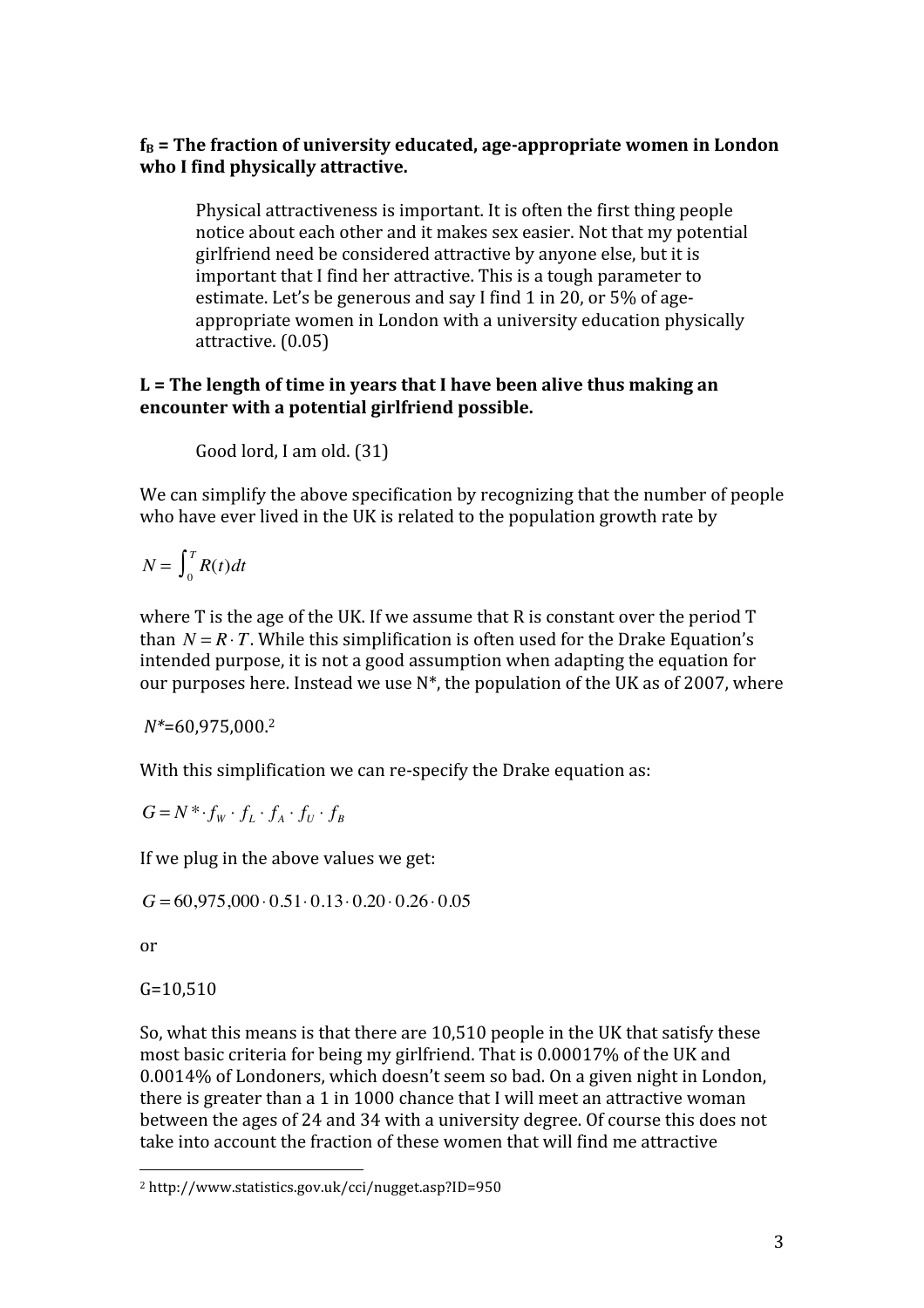**$f_B$ = The fraction of university educated, age-appropriate women in London who I find physically attractive.**

> Physical attractiveness is important. It is often the first thing people notice about each other and it makes sex easier. Not that my potential girlfriend need be considered attractive by anyone else, but it is important that I find her attractive. This is a tough parameter to estimate. Let's be generous and say I find 1 in 20, or 5% of age-appropriate women in London with a university education physically attractive. (0.05)

**L = The length of time in years that I have been alive thus making an encounter with a potential girlfriend possible.**

> Good lord, I am old. (31)

We can simplify the above specification by recognizing that the number of people who have ever lived in the UK is related to the population growth rate by

$$N = \int_0^T R(t)dt$$

where T is the age of the UK. If we assume that R is constant over the period T than $N = R \cdot T$. While this simplification is often used for the Drake Equation's intended purpose, it is not a good assumption when adapting the equation for our purposes here. Instead we use N*, the population of the UK as of 2007, where

$N^*$=60,975,000.[2]

With this simplification we can re-specify the Drake equation as:

$$G = N^* \cdot f_W \cdot f_L \cdot f_A \cdot f_U \cdot f_B$$

If we plug in the above values we get:

$$G = 60{,}975{,}000 \cdot 0.51 \cdot 0.13 \cdot 0.20 \cdot 0.26 \cdot 0.05$$

or

G=10,510

So, what this means is that there are 10,510 people in the UK that satisfy these most basic criteria for being my girlfriend. That is 0.00017% of the UK and 0.0014% of Londoners, which doesn't seem so bad. On a given night in London, there is greater than a 1 in 1000 chance that I will meet an attractive woman between the ages of 24 and 34 with a university degree. Of course this does not take into account the fraction of these women that will find me attractive

[2] http://www.statistics.gov.uk/cci/nugget.asp?ID=950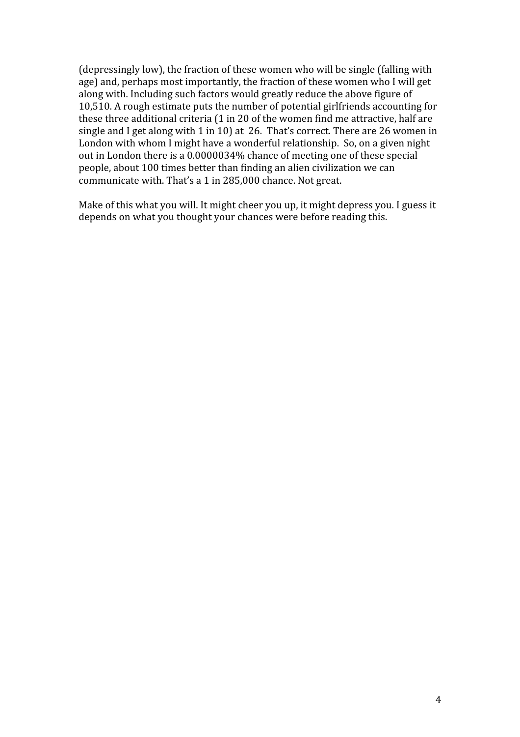(depressingly low), the fraction of these women who will be single (falling with age) and, perhaps most importantly, the fraction of these women who I will get along with. Including such factors would greatly reduce the above figure of 10,510. A rough estimate puts the number of potential girlfriends accounting for these three additional criteria (1 in 20 of the women find me attractive, half are single and I get along with 1 in 10) at 26. That's correct. There are 26 women in London with whom I might have a wonderful relationship. So, on a given night out in London there is a 0.0000034% chance of meeting one of these special people, about 100 times better than finding an alien civilization we can communicate with. That's a 1 in 285,000 chance. Not great.

Make of this what you will. It might cheer you up, it might depress you. I guess it depends on what you thought your chances were before reading this.